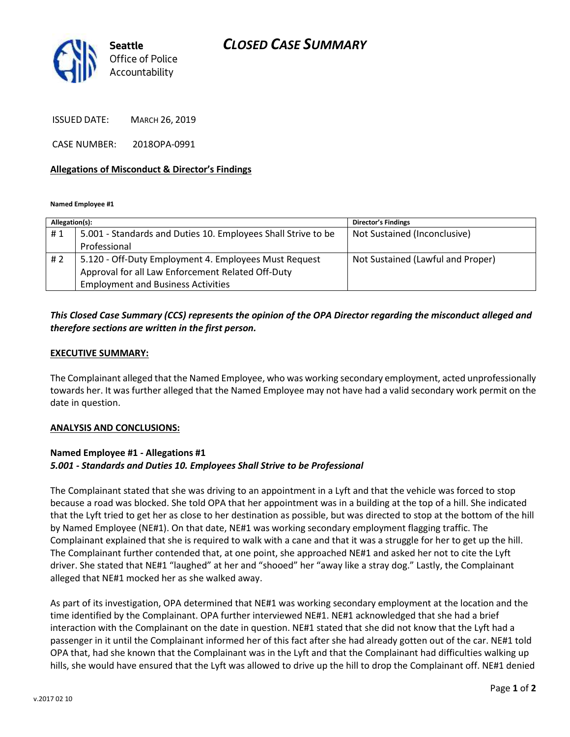# CLOSED CASE SUMMARY

Seattle Office of Police Accountability

ISSUED DATE: MARCH 26, 2019

CASE NUMBER: 2018OPA-0991

**Allegations of Misconduct & Director's Findings**

**Named Employee #1**

| Allegation(s): | | Director's Findings |
|---|---|---|
| # 1 | 5.001 - Standards and Duties 10. Employees Shall Strive to be Professional | Not Sustained (Inconclusive) |
| # 2 | 5.120 - Off-Duty Employment 4. Employees Must Request Approval for all Law Enforcement Related Off-Duty Employment and Business Activities | Not Sustained (Lawful and Proper) |

***This Closed Case Summary (CCS) represents the opinion of the OPA Director regarding the misconduct alleged and therefore sections are written in the first person.***

**EXECUTIVE SUMMARY:**

The Complainant alleged that the Named Employee, who was working secondary employment, acted unprofessionally towards her. It was further alleged that the Named Employee may not have had a valid secondary work permit on the date in question.

**ANALYSIS AND CONCLUSIONS:**

**Named Employee #1 - Allegations #1**
***5.001 - Standards and Duties 10. Employees Shall Strive to be Professional***

The Complainant stated that she was driving to an appointment in a Lyft and that the vehicle was forced to stop because a road was blocked. She told OPA that her appointment was in a building at the top of a hill. She indicated that the Lyft tried to get her as close to her destination as possible, but was directed to stop at the bottom of the hill by Named Employee (NE#1). On that date, NE#1 was working secondary employment flagging traffic. The Complainant explained that she is required to walk with a cane and that it was a struggle for her to get up the hill. The Complainant further contended that, at one point, she approached NE#1 and asked her not to cite the Lyft driver. She stated that NE#1 "laughed" at her and "shooed" her "away like a stray dog." Lastly, the Complainant alleged that NE#1 mocked her as she walked away.

As part of its investigation, OPA determined that NE#1 was working secondary employment at the location and the time identified by the Complainant. OPA further interviewed NE#1. NE#1 acknowledged that she had a brief interaction with the Complainant on the date in question. NE#1 stated that she did not know that the Lyft had a passenger in it until the Complainant informed her of this fact after she had already gotten out of the car. NE#1 told OPA that, had she known that the Complainant was in the Lyft and that the Complainant had difficulties walking up hills, she would have ensured that the Lyft was allowed to drive up the hill to drop the Complainant off. NE#1 denied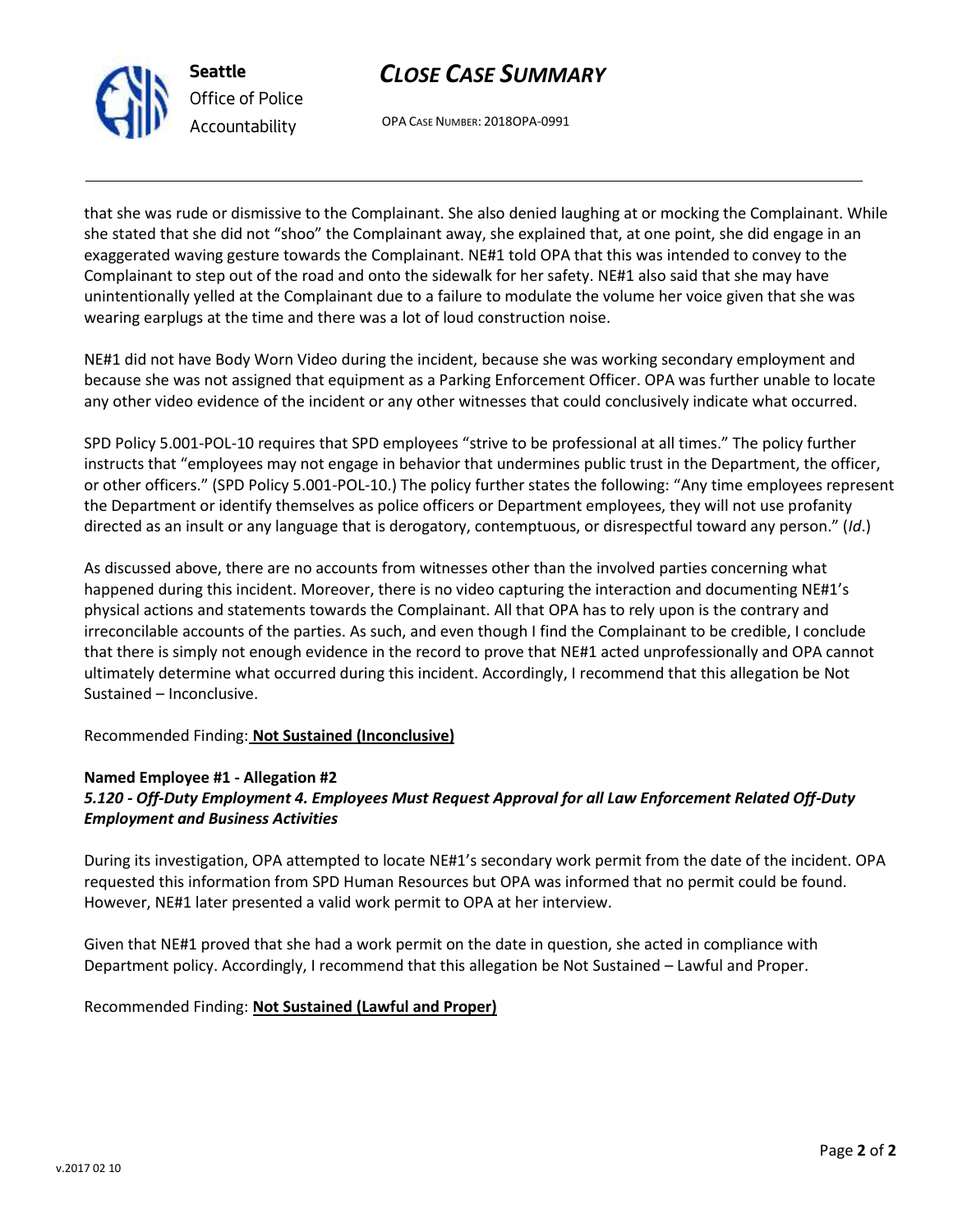that she was rude or dismissive to the Complainant. She also denied laughing at or mocking the Complainant. While she stated that she did not "shoo" the Complainant away, she explained that, at one point, she did engage in an exaggerated waving gesture towards the Complainant. NE#1 told OPA that this was intended to convey to the Complainant to step out of the road and onto the sidewalk for her safety. NE#1 also said that she may have unintentionally yelled at the Complainant due to a failure to modulate the volume her voice given that she was wearing earplugs at the time and there was a lot of loud construction noise.

NE#1 did not have Body Worn Video during the incident, because she was working secondary employment and because she was not assigned that equipment as a Parking Enforcement Officer. OPA was further unable to locate any other video evidence of the incident or any other witnesses that could conclusively indicate what occurred.

SPD Policy 5.001-POL-10 requires that SPD employees "strive to be professional at all times." The policy further instructs that "employees may not engage in behavior that undermines public trust in the Department, the officer, or other officers." (SPD Policy 5.001-POL-10.) The policy further states the following: "Any time employees represent the Department or identify themselves as police officers or Department employees, they will not use profanity directed as an insult or any language that is derogatory, contemptuous, or disrespectful toward any person." (*Id*.)

As discussed above, there are no accounts from witnesses other than the involved parties concerning what happened during this incident. Moreover, there is no video capturing the interaction and documenting NE#1's physical actions and statements towards the Complainant. All that OPA has to rely upon is the contrary and irreconcilable accounts of the parties. As such, and even though I find the Complainant to be credible, I conclude that there is simply not enough evidence in the record to prove that NE#1 acted unprofessionally and OPA cannot ultimately determine what occurred during this incident. Accordingly, I recommend that this allegation be Not Sustained – Inconclusive.

Recommended Finding: **Not Sustained (Inconclusive)**

**Named Employee #1 - Allegation #2**
***5.120 - Off-Duty Employment 4. Employees Must Request Approval for all Law Enforcement Related Off-Duty Employment and Business Activities***

During its investigation, OPA attempted to locate NE#1's secondary work permit from the date of the incident. OPA requested this information from SPD Human Resources but OPA was informed that no permit could be found. However, NE#1 later presented a valid work permit to OPA at her interview.

Given that NE#1 proved that she had a work permit on the date in question, she acted in compliance with Department policy. Accordingly, I recommend that this allegation be Not Sustained – Lawful and Proper.

Recommended Finding: **Not Sustained (Lawful and Proper)**